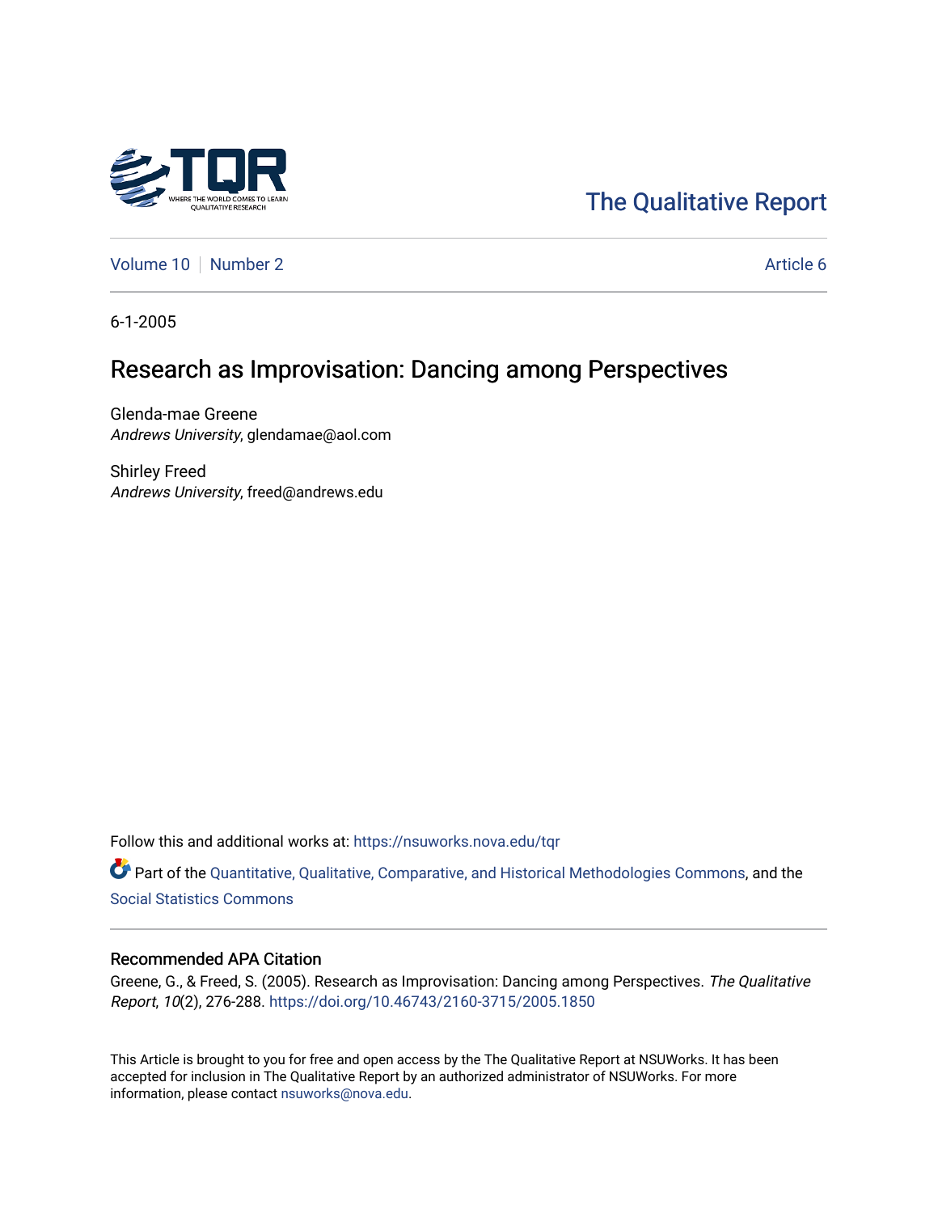The Qualitative Report

Volume 10 | Number 2 | Article 6

6-1-2005

# Research as Improvisation: Dancing among Perspectives

Glenda-mae Greene
*Andrews University*, glendamae@aol.com

Shirley Freed
*Andrews University*, freed@andrews.edu

Follow this and additional works at: https://nsuworks.nova.edu/tqr

Part of the Quantitative, Qualitative, Comparative, and Historical Methodologies Commons, and the Social Statistics Commons

## Recommended APA Citation

Greene, G., & Freed, S. (2005). Research as Improvisation: Dancing among Perspectives. *The Qualitative Report*, *10*(2), 276-288. https://doi.org/10.46743/2160-3715/2005.1850

This Article is brought to you for free and open access by the The Qualitative Report at NSUWorks. It has been accepted for inclusion in The Qualitative Report by an authorized administrator of NSUWorks. For more information, please contact nsuworks@nova.edu.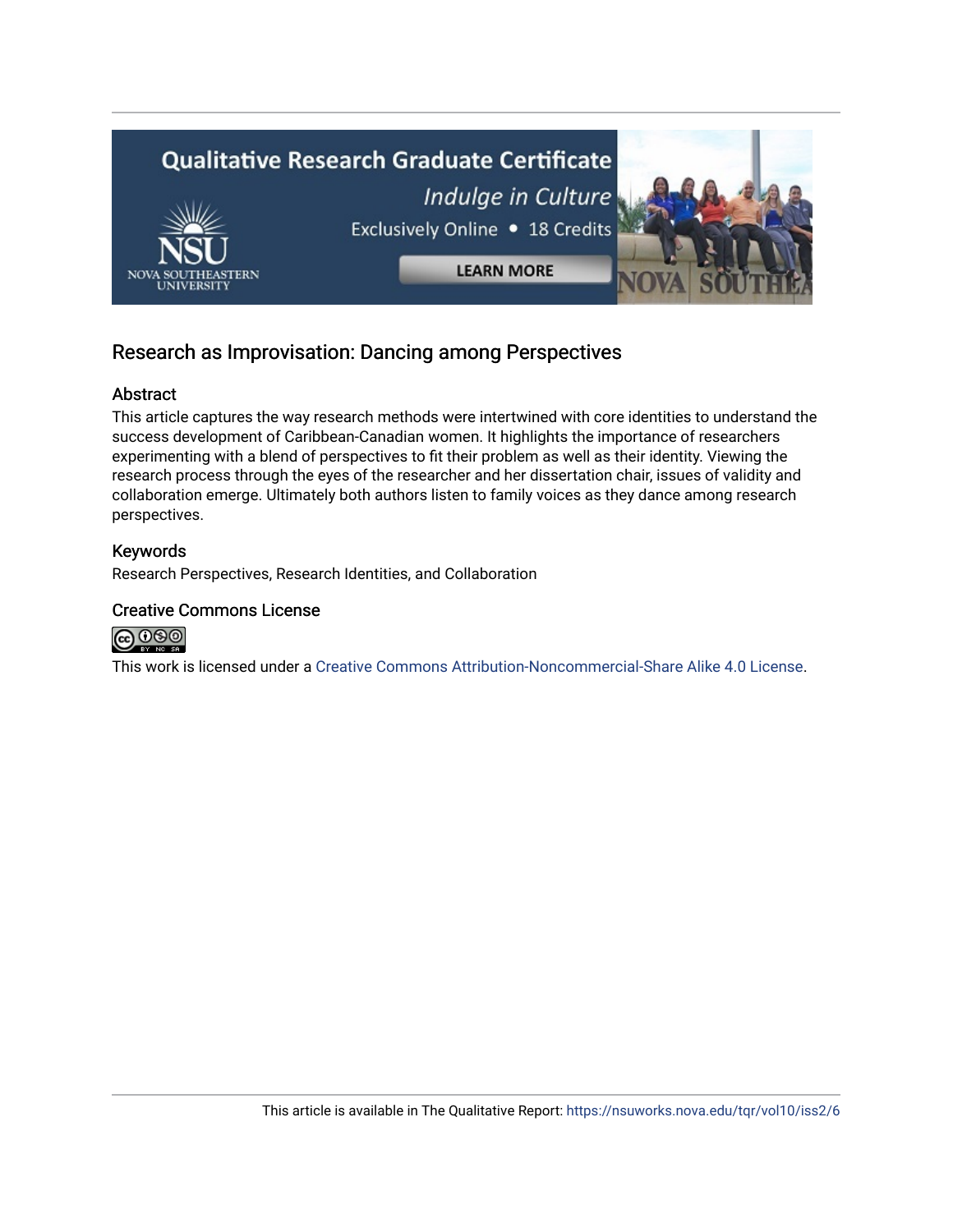## Research as Improvisation: Dancing among Perspectives

### Abstract

This article captures the way research methods were intertwined with core identities to understand the success development of Caribbean-Canadian women. It highlights the importance of researchers experimenting with a blend of perspectives to fit their problem as well as their identity. Viewing the research process through the eyes of the researcher and her dissertation chair, issues of validity and collaboration emerge. Ultimately both authors listen to family voices as they dance among research perspectives.

### Keywords

Research Perspectives, Research Identities, and Collaboration

### Creative Commons License

This work is licensed under a Creative Commons Attribution-Noncommercial-Share Alike 4.0 License.

This article is available in The Qualitative Report: https://nsuworks.nova.edu/tqr/vol10/iss2/6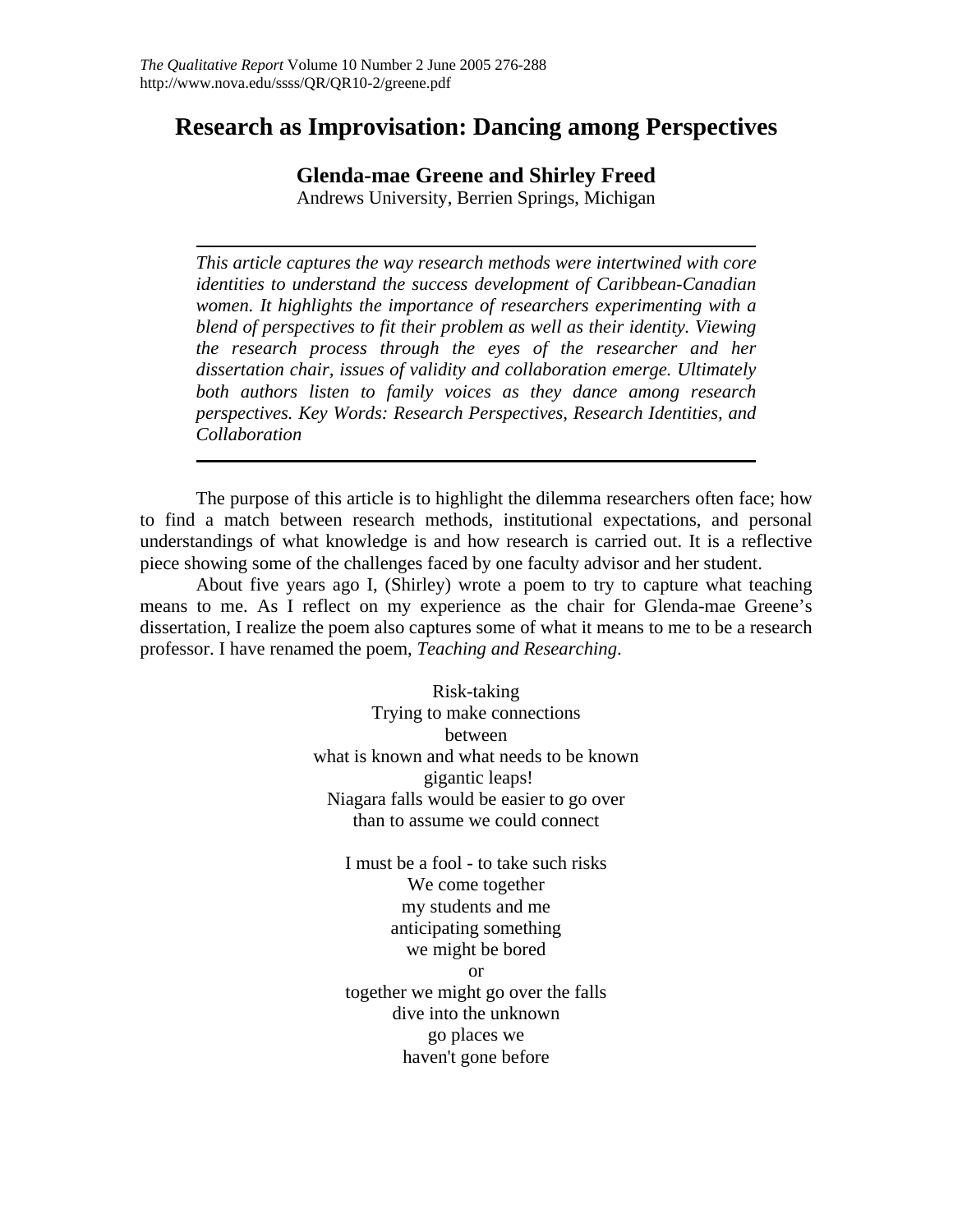# Research as Improvisation: Dancing among Perspectives

**Glenda-mae Greene and Shirley Freed**

Andrews University, Berrien Springs, Michigan

*This article captures the way research methods were intertwined with core identities to understand the success development of Caribbean-Canadian women. It highlights the importance of researchers experimenting with a blend of perspectives to fit their problem as well as their identity. Viewing the research process through the eyes of the researcher and her dissertation chair, issues of validity and collaboration emerge. Ultimately both authors listen to family voices as they dance among research perspectives. Key Words: Research Perspectives, Research Identities, and Collaboration*

The purpose of this article is to highlight the dilemma researchers often face; how to find a match between research methods, institutional expectations, and personal understandings of what knowledge is and how research is carried out. It is a reflective piece showing some of the challenges faced by one faculty advisor and her student.

About five years ago I, (Shirley) wrote a poem to try to capture what teaching means to me. As I reflect on my experience as the chair for Glenda-mae Greene's dissertation, I realize the poem also captures some of what it means to me to be a research professor. I have renamed the poem, *Teaching and Researching*.

Risk-taking  
Trying to make connections  
between  
what is known and what needs to be known  
gigantic leaps!  
Niagara falls would be easier to go over  
than to assume we could connect

I must be a fool - to take such risks  
We come together  
my students and me  
anticipating something  
we might be bored  
or  
together we might go over the falls  
dive into the unknown  
go places we  
haven't gone before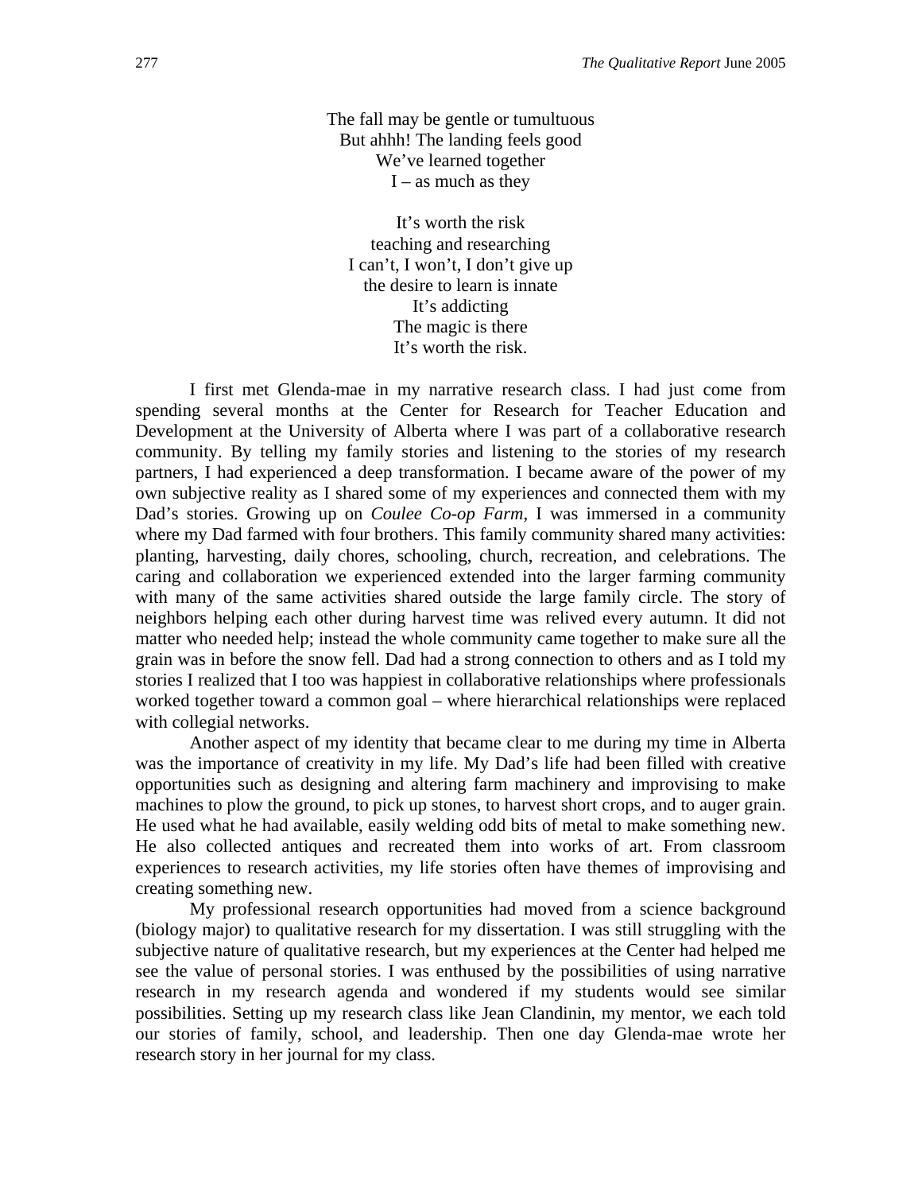The fall may be gentle or tumultuous  
But ahhh! The landing feels good  
We've learned together  
I – as much as they

It's worth the risk  
teaching and researching  
I can't, I won't, I don't give up  
the desire to learn is innate  
It's addicting  
The magic is there  
It's worth the risk.

I first met Glenda-mae in my narrative research class. I had just come from spending several months at the Center for Research for Teacher Education and Development at the University of Alberta where I was part of a collaborative research community. By telling my family stories and listening to the stories of my research partners, I had experienced a deep transformation. I became aware of the power of my own subjective reality as I shared some of my experiences and connected them with my Dad's stories. Growing up on *Coulee Co-op Farm*, I was immersed in a community where my Dad farmed with four brothers. This family community shared many activities: planting, harvesting, daily chores, schooling, church, recreation, and celebrations. The caring and collaboration we experienced extended into the larger farming community with many of the same activities shared outside the large family circle. The story of neighbors helping each other during harvest time was relived every autumn. It did not matter who needed help; instead the whole community came together to make sure all the grain was in before the snow fell. Dad had a strong connection to others and as I told my stories I realized that I too was happiest in collaborative relationships where professionals worked together toward a common goal – where hierarchical relationships were replaced with collegial networks.

Another aspect of my identity that became clear to me during my time in Alberta was the importance of creativity in my life. My Dad's life had been filled with creative opportunities such as designing and altering farm machinery and improvising to make machines to plow the ground, to pick up stones, to harvest short crops, and to auger grain. He used what he had available, easily welding odd bits of metal to make something new. He also collected antiques and recreated them into works of art. From classroom experiences to research activities, my life stories often have themes of improvising and creating something new.

My professional research opportunities had moved from a science background (biology major) to qualitative research for my dissertation. I was still struggling with the subjective nature of qualitative research, but my experiences at the Center had helped me see the value of personal stories. I was enthused by the possibilities of using narrative research in my research agenda and wondered if my students would see similar possibilities. Setting up my research class like Jean Clandinin, my mentor, we each told our stories of family, school, and leadership. Then one day Glenda-mae wrote her research story in her journal for my class.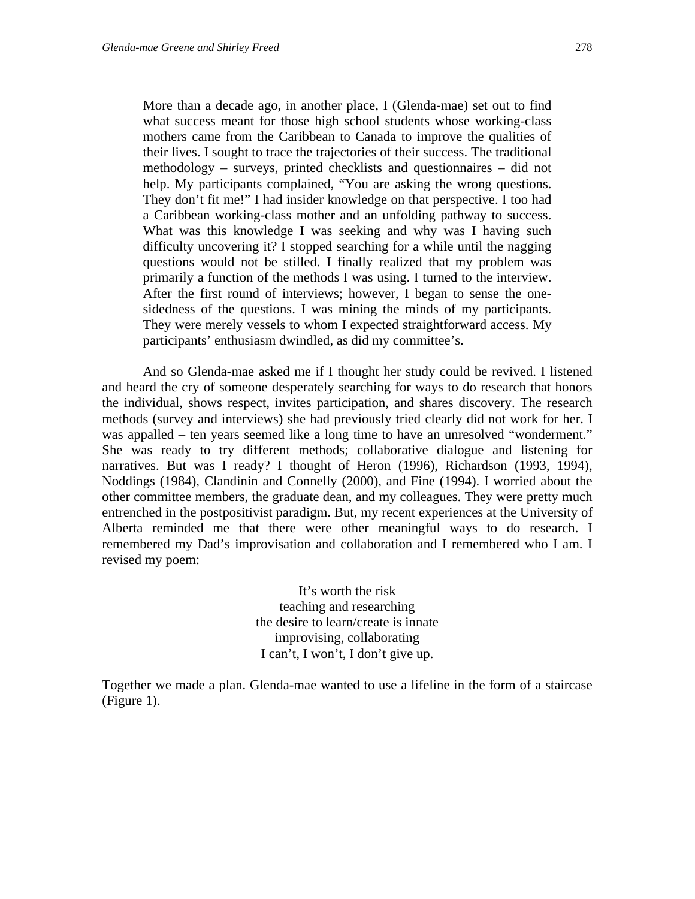> More than a decade ago, in another place, I (Glenda-mae) set out to find what success meant for those high school students whose working-class mothers came from the Caribbean to Canada to improve the qualities of their lives. I sought to trace the trajectories of their success. The traditional methodology – surveys, printed checklists and questionnaires – did not help. My participants complained, "You are asking the wrong questions. They don't fit me!" I had insider knowledge on that perspective. I too had a Caribbean working-class mother and an unfolding pathway to success. What was this knowledge I was seeking and why was I having such difficulty uncovering it? I stopped searching for a while until the nagging questions would not be stilled. I finally realized that my problem was primarily a function of the methods I was using. I turned to the interview. After the first round of interviews; however, I began to sense the one-sidedness of the questions. I was mining the minds of my participants. They were merely vessels to whom I expected straightforward access. My participants' enthusiasm dwindled, as did my committee's.

And so Glenda-mae asked me if I thought her study could be revived. I listened and heard the cry of someone desperately searching for ways to do research that honors the individual, shows respect, invites participation, and shares discovery. The research methods (survey and interviews) she had previously tried clearly did not work for her. I was appalled – ten years seemed like a long time to have an unresolved "wonderment." She was ready to try different methods; collaborative dialogue and listening for narratives. But was I ready? I thought of Heron (1996), Richardson (1993, 1994), Noddings (1984), Clandinin and Connelly (2000), and Fine (1994). I worried about the other committee members, the graduate dean, and my colleagues. They were pretty much entrenched in the postpositivist paradigm. But, my recent experiences at the University of Alberta reminded me that there were other meaningful ways to do research. I remembered my Dad's improvisation and collaboration and I remembered who I am. I revised my poem:

It's worth the risk  
teaching and researching  
the desire to learn/create is innate  
improvising, collaborating  
I can't, I won't, I don't give up.

Together we made a plan. Glenda-mae wanted to use a lifeline in the form of a staircase (Figure 1).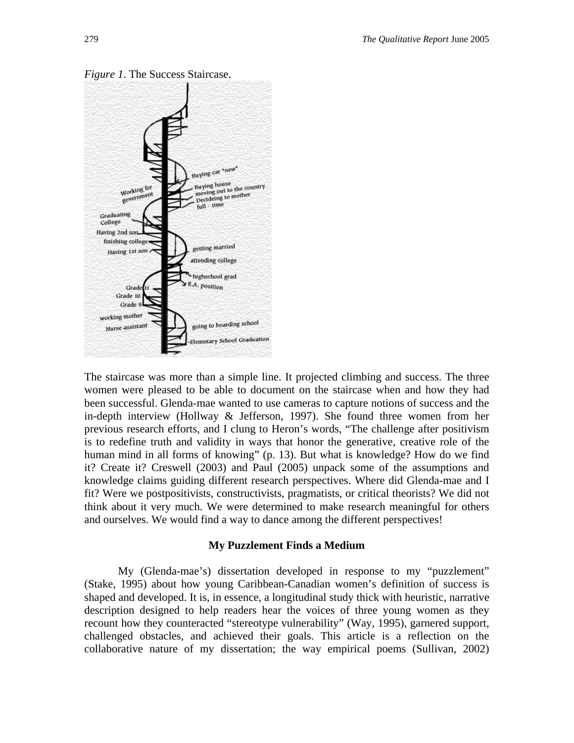*Figure 1*. The Success Staircase.

The staircase was more than a simple line. It projected climbing and success. The three women were pleased to be able to document on the staircase when and how they had been successful. Glenda-mae wanted to use cameras to capture notions of success and the in-depth interview (Hollway & Jefferson, 1997). She found three women from her previous research efforts, and I clung to Heron's words, "The challenge after positivism is to redefine truth and validity in ways that honor the generative, creative role of the human mind in all forms of knowing" (p. 13). But what is knowledge? How do we find it? Create it? Creswell (2003) and Paul (2005) unpack some of the assumptions and knowledge claims guiding different research perspectives. Where did Glenda-mae and I fit? Were we postpositivists, constructivists, pragmatists, or critical theorists? We did not think about it very much. We were determined to make research meaningful for others and ourselves. We would find a way to dance among the different perspectives!

### My Puzzlement Finds a Medium

My (Glenda-mae's) dissertation developed in response to my "puzzlement" (Stake, 1995) about how young Caribbean-Canadian women's definition of success is shaped and developed. It is, in essence, a longitudinal study thick with heuristic, narrative description designed to help readers hear the voices of three young women as they recount how they counteracted "stereotype vulnerability" (Way, 1995), garnered support, challenged obstacles, and achieved their goals. This article is a reflection on the collaborative nature of my dissertation; the way empirical poems (Sullivan, 2002)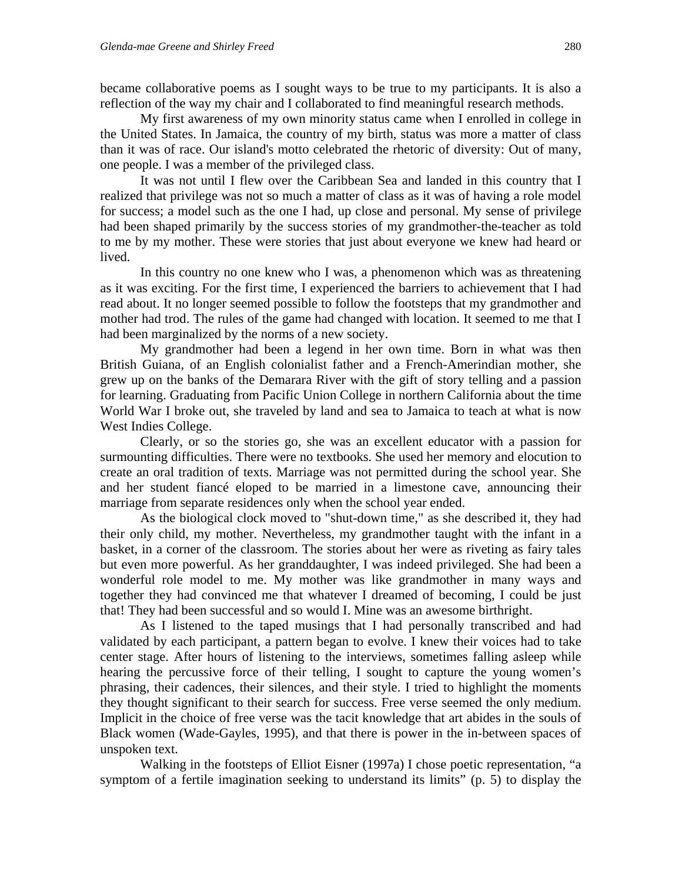became collaborative poems as I sought ways to be true to my participants. It is also a reflection of the way my chair and I collaborated to find meaningful research methods.

My first awareness of my own minority status came when I enrolled in college in the United States. In Jamaica, the country of my birth, status was more a matter of class than it was of race. Our island's motto celebrated the rhetoric of diversity: Out of many, one people. I was a member of the privileged class.

It was not until I flew over the Caribbean Sea and landed in this country that I realized that privilege was not so much a matter of class as it was of having a role model for success; a model such as the one I had, up close and personal. My sense of privilege had been shaped primarily by the success stories of my grandmother-the-teacher as told to me by my mother. These were stories that just about everyone we knew had heard or lived.

In this country no one knew who I was, a phenomenon which was as threatening as it was exciting. For the first time, I experienced the barriers to achievement that I had read about. It no longer seemed possible to follow the footsteps that my grandmother and mother had trod. The rules of the game had changed with location. It seemed to me that I had been marginalized by the norms of a new society.

My grandmother had been a legend in her own time. Born in what was then British Guiana, of an English colonialist father and a French-Amerindian mother, she grew up on the banks of the Demarara River with the gift of story telling and a passion for learning. Graduating from Pacific Union College in northern California about the time World War I broke out, she traveled by land and sea to Jamaica to teach at what is now West Indies College.

Clearly, or so the stories go, she was an excellent educator with a passion for surmounting difficulties. There were no textbooks. She used her memory and elocution to create an oral tradition of texts. Marriage was not permitted during the school year. She and her student fiancé eloped to be married in a limestone cave, announcing their marriage from separate residences only when the school year ended.

As the biological clock moved to "shut-down time," as she described it, they had their only child, my mother. Nevertheless, my grandmother taught with the infant in a basket, in a corner of the classroom. The stories about her were as riveting as fairy tales but even more powerful. As her granddaughter, I was indeed privileged. She had been a wonderful role model to me. My mother was like grandmother in many ways and together they had convinced me that whatever I dreamed of becoming, I could be just that! They had been successful and so would I. Mine was an awesome birthright.

As I listened to the taped musings that I had personally transcribed and had validated by each participant, a pattern began to evolve. I knew their voices had to take center stage. After hours of listening to the interviews, sometimes falling asleep while hearing the percussive force of their telling, I sought to capture the young women's phrasing, their cadences, their silences, and their style. I tried to highlight the moments they thought significant to their search for success. Free verse seemed the only medium. Implicit in the choice of free verse was the tacit knowledge that art abides in the souls of Black women (Wade-Gayles, 1995), and that there is power in the in-between spaces of unspoken text.

Walking in the footsteps of Elliot Eisner (1997a) I chose poetic representation, "a symptom of a fertile imagination seeking to understand its limits" (p. 5) to display the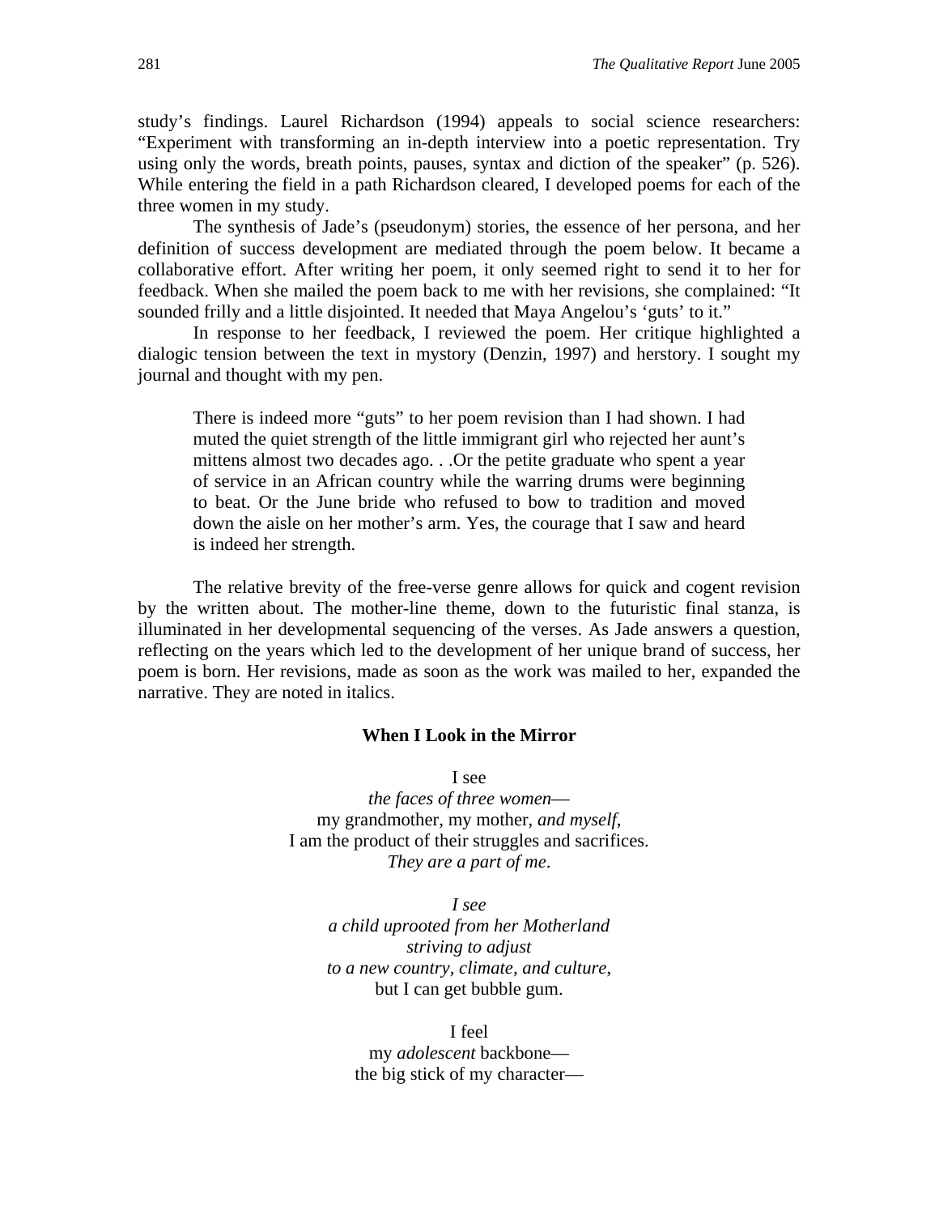study's findings. Laurel Richardson (1994) appeals to social science researchers: "Experiment with transforming an in-depth interview into a poetic representation. Try using only the words, breath points, pauses, syntax and diction of the speaker" (p. 526). While entering the field in a path Richardson cleared, I developed poems for each of the three women in my study.

The synthesis of Jade's (pseudonym) stories, the essence of her persona, and her definition of success development are mediated through the poem below. It became a collaborative effort. After writing her poem, it only seemed right to send it to her for feedback. When she mailed the poem back to me with her revisions, she complained: "It sounded frilly and a little disjointed. It needed that Maya Angelou's 'guts' to it."

In response to her feedback, I reviewed the poem. Her critique highlighted a dialogic tension between the text in mystory (Denzin, 1997) and herstory. I sought my journal and thought with my pen.

> There is indeed more "guts" to her poem revision than I had shown. I had muted the quiet strength of the little immigrant girl who rejected her aunt's mittens almost two decades ago. . .Or the petite graduate who spent a year of service in an African country while the warring drums were beginning to beat. Or the June bride who refused to bow to tradition and moved down the aisle on her mother's arm. Yes, the courage that I saw and heard is indeed her strength.

The relative brevity of the free-verse genre allows for quick and cogent revision by the written about. The mother-line theme, down to the futuristic final stanza, is illuminated in her developmental sequencing of the verses. As Jade answers a question, reflecting on the years which led to the development of her unique brand of success, her poem is born. Her revisions, made as soon as the work was mailed to her, expanded the narrative. They are noted in italics.

**When I Look in the Mirror**

I see
*the faces of three women*—
my grandmother, my mother, *and myself*,
I am the product of their struggles and sacrifices.
*They are a part of me*.

*I see*
*a child uprooted from her Motherland*
*striving to adjust*
*to a new country, climate, and culture*,
but I can get bubble gum.

I feel
my *adolescent* backbone—
the big stick of my character—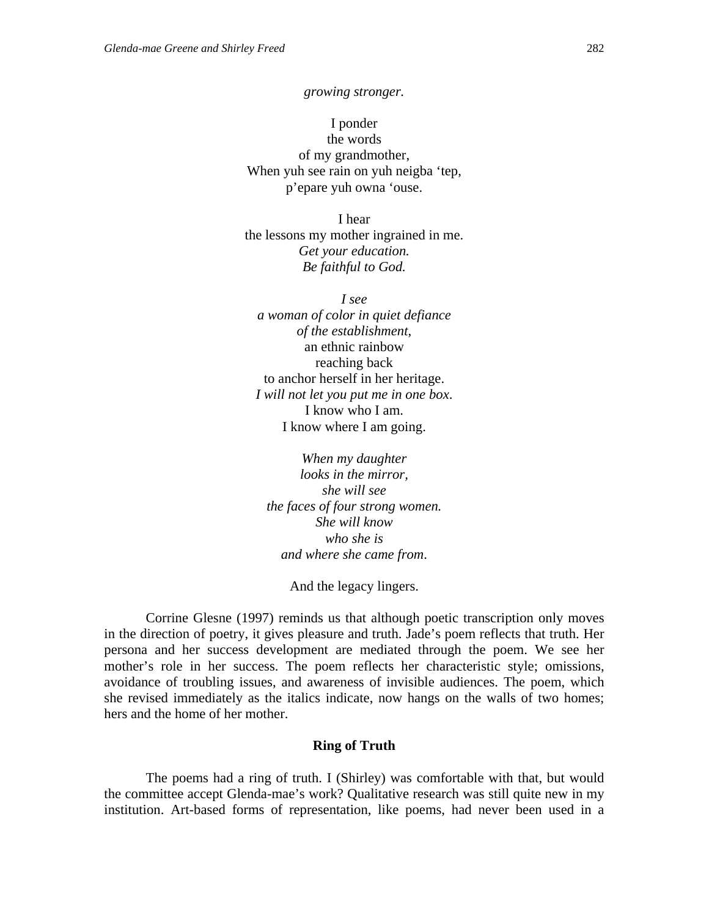*growing stronger.*

I ponder  
the words  
of my grandmother,  
When yuh see rain on yuh neigba 'tep,  
p'epare yuh owna 'ouse.

I hear  
the lessons my mother ingrained in me.  
*Get your education.*  
*Be faithful to God.*

*I see*  
*a woman of color in quiet defiance*  
*of the establishment,*  
an ethnic rainbow  
reaching back  
to anchor herself in her heritage.  
*I will not let you put me in one box*.  
I know who I am.  
I know where I am going.

*When my daughter*  
*looks in the mirror,*  
*she will see*  
*the faces of four strong women.*  
*She will know*  
*who she is*  
*and where she came from*.

And the legacy lingers.

Corrine Glesne (1997) reminds us that although poetic transcription only moves in the direction of poetry, it gives pleasure and truth. Jade's poem reflects that truth. Her persona and her success development are mediated through the poem. We see her mother's role in her success. The poem reflects her characteristic style; omissions, avoidance of troubling issues, and awareness of invisible audiences. The poem, which she revised immediately as the italics indicate, now hangs on the walls of two homes; hers and the home of her mother.

## Ring of Truth

The poems had a ring of truth. I (Shirley) was comfortable with that, but would the committee accept Glenda-mae's work? Qualitative research was still quite new in my institution. Art-based forms of representation, like poems, had never been used in a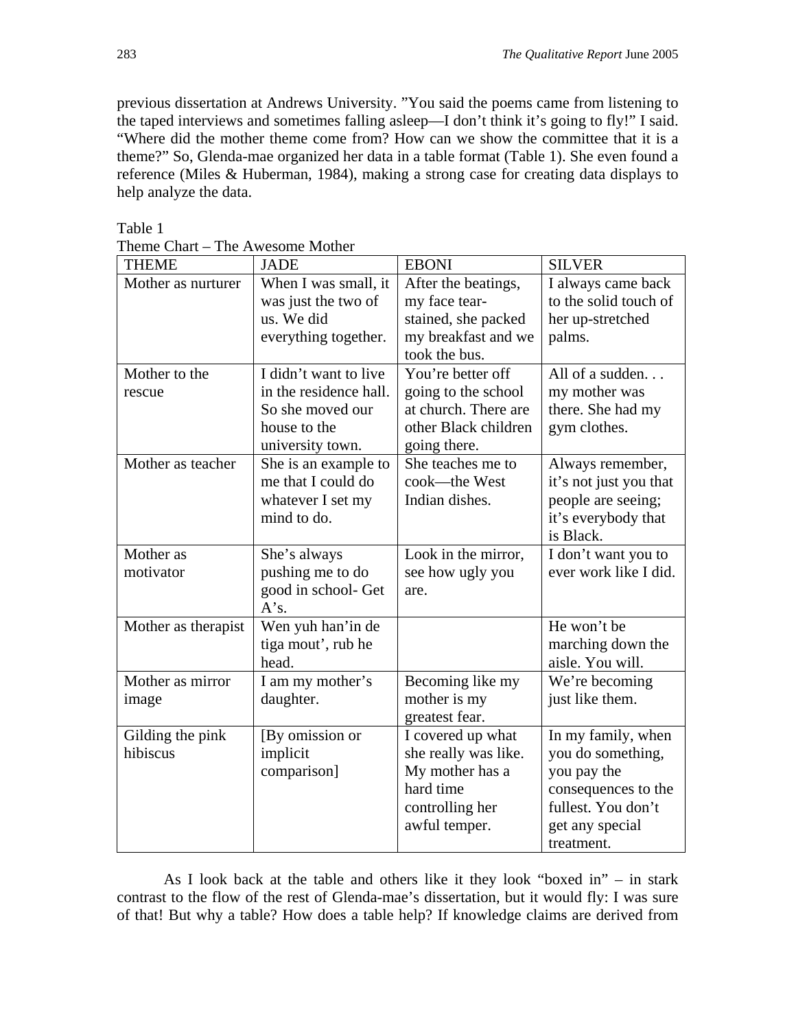previous dissertation at Andrews University. "You said the poems came from listening to the taped interviews and sometimes falling asleep—I don't think it's going to fly!" I said. "Where did the mother theme come from? How can we show the committee that it is a theme?" So, Glenda-mae organized her data in a table format (Table 1). She even found a reference (Miles & Huberman, 1984), making a strong case for creating data displays to help analyze the data.

Table 1
Theme Chart – The Awesome Mother

| THEME | JADE | EBONI | SILVER |
|---|---|---|---|
| Mother as nurturer | When I was small, it was just the two of us. We did everything together. | After the beatings, my face tear-stained, she packed my breakfast and we took the bus. | I always came back to the solid touch of her up-stretched palms. |
| Mother to the rescue | I didn't want to live in the residence hall. So she moved our house to the university town. | You're better off going to the school at church. There are other Black children going there. | All of a sudden. . . my mother was there. She had my gym clothes. |
| Mother as teacher | She is an example to me that I could do whatever I set my mind to do. | She teaches me to cook—the West Indian dishes. | Always remember, it's not just you that people are seeing; it's everybody that is Black. |
| Mother as motivator | She's always pushing me to do good in school- Get A's. | Look in the mirror, see how ugly you are. | I don't want you to ever work like I did. |
| Mother as therapist | Wen yuh han'in de tiga mout', rub he head. | | He won't be marching down the aisle. You will. |
| Mother as mirror image | I am my mother's daughter. | Becoming like my mother is my greatest fear. | We're becoming just like them. |
| Gilding the pink hibiscus | [By omission or implicit comparison] | I covered up what she really was like. My mother has a hard time controlling her awful temper. | In my family, when you do something, you pay the consequences to the fullest. You don't get any special treatment. |

As I look back at the table and others like it they look "boxed in" – in stark contrast to the flow of the rest of Glenda-mae's dissertation, but it would fly: I was sure of that! But why a table? How does a table help? If knowledge claims are derived from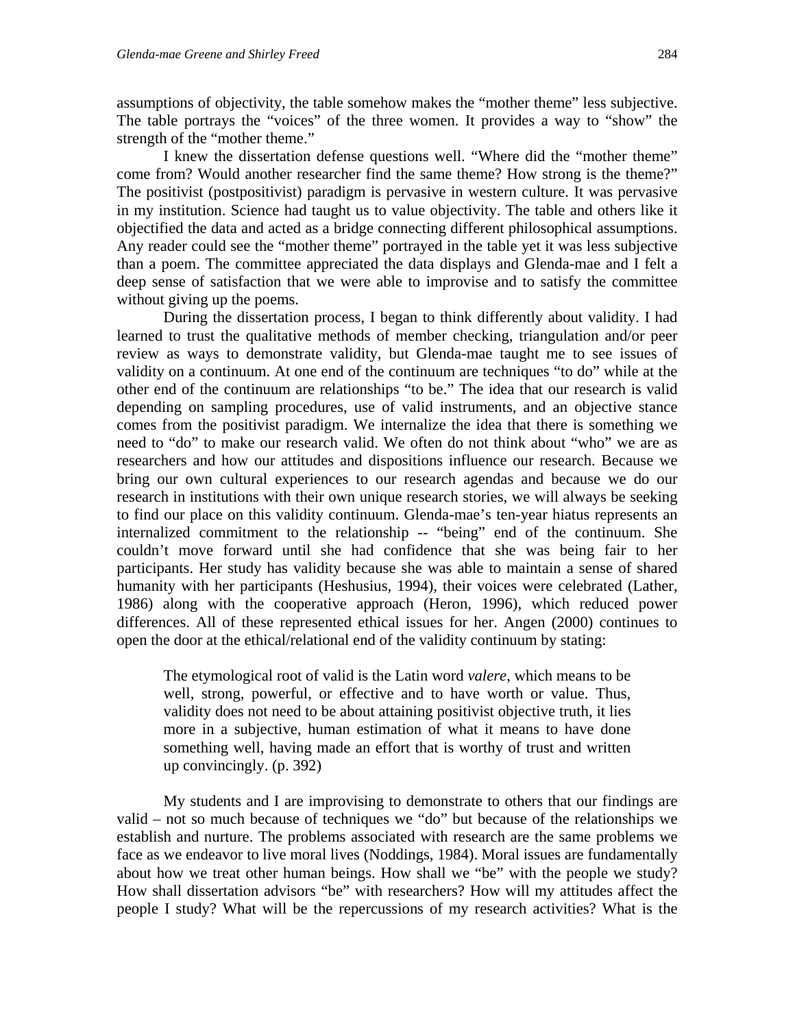assumptions of objectivity, the table somehow makes the "mother theme" less subjective. The table portrays the "voices" of the three women. It provides a way to "show" the strength of the "mother theme."

I knew the dissertation defense questions well. "Where did the "mother theme" come from? Would another researcher find the same theme? How strong is the theme?" The positivist (postpositivist) paradigm is pervasive in western culture. It was pervasive in my institution. Science had taught us to value objectivity. The table and others like it objectified the data and acted as a bridge connecting different philosophical assumptions. Any reader could see the "mother theme" portrayed in the table yet it was less subjective than a poem. The committee appreciated the data displays and Glenda-mae and I felt a deep sense of satisfaction that we were able to improvise and to satisfy the committee without giving up the poems.

During the dissertation process, I began to think differently about validity. I had learned to trust the qualitative methods of member checking, triangulation and/or peer review as ways to demonstrate validity, but Glenda-mae taught me to see issues of validity on a continuum. At one end of the continuum are techniques "to do" while at the other end of the continuum are relationships "to be." The idea that our research is valid depending on sampling procedures, use of valid instruments, and an objective stance comes from the positivist paradigm. We internalize the idea that there is something we need to "do" to make our research valid. We often do not think about "who" we are as researchers and how our attitudes and dispositions influence our research. Because we bring our own cultural experiences to our research agendas and because we do our research in institutions with their own unique research stories, we will always be seeking to find our place on this validity continuum. Glenda-mae's ten-year hiatus represents an internalized commitment to the relationship -- "being" end of the continuum. She couldn't move forward until she had confidence that she was being fair to her participants. Her study has validity because she was able to maintain a sense of shared humanity with her participants (Heshusius, 1994), their voices were celebrated (Lather, 1986) along with the cooperative approach (Heron, 1996), which reduced power differences. All of these represented ethical issues for her. Angen (2000) continues to open the door at the ethical/relational end of the validity continuum by stating:

> The etymological root of valid is the Latin word *valere*, which means to be well, strong, powerful, or effective and to have worth or value. Thus, validity does not need to be about attaining positivist objective truth, it lies more in a subjective, human estimation of what it means to have done something well, having made an effort that is worthy of trust and written up convincingly. (p. 392)

My students and I are improvising to demonstrate to others that our findings are valid – not so much because of techniques we "do" but because of the relationships we establish and nurture. The problems associated with research are the same problems we face as we endeavor to live moral lives (Noddings, 1984). Moral issues are fundamentally about how we treat other human beings. How shall we "be" with the people we study? How shall dissertation advisors "be" with researchers? How will my attitudes affect the people I study? What will be the repercussions of my research activities? What is the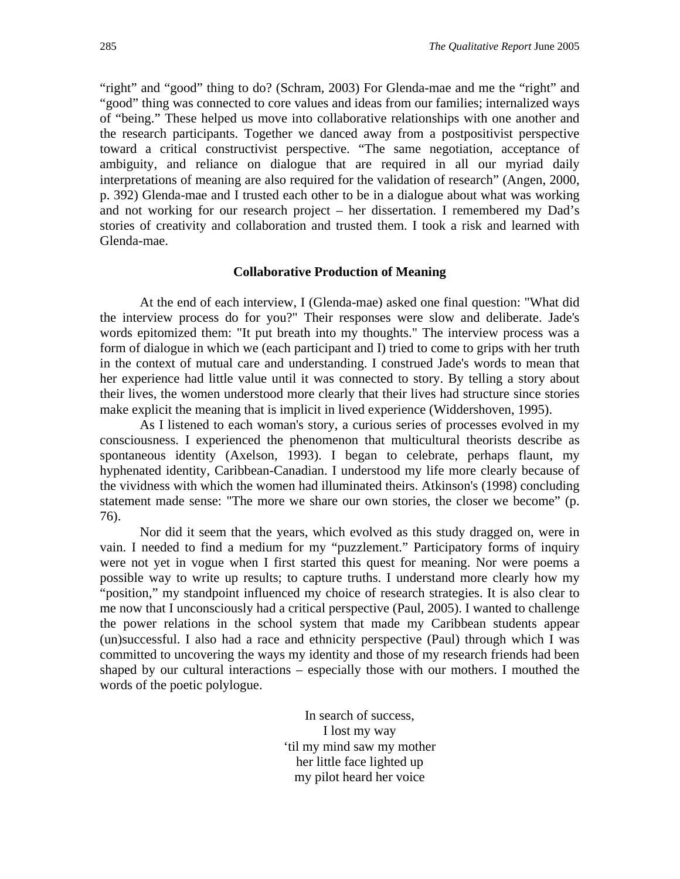“right” and “good” thing to do? (Schram, 2003) For Glenda-mae and me the “right” and “good” thing was connected to core values and ideas from our families; internalized ways of “being.” These helped us move into collaborative relationships with one another and the research participants. Together we danced away from a postpositivist perspective toward a critical constructivist perspective. “The same negotiation, acceptance of ambiguity, and reliance on dialogue that are required in all our myriad daily interpretations of meaning are also required for the validation of research” (Angen, 2000, p. 392) Glenda-mae and I trusted each other to be in a dialogue about what was working and not working for our research project – her dissertation. I remembered my Dad’s stories of creativity and collaboration and trusted them. I took a risk and learned with Glenda-mae.

### Collaborative Production of Meaning

At the end of each interview, I (Glenda-mae) asked one final question: "What did the interview process do for you?" Their responses were slow and deliberate. Jade's words epitomized them: "It put breath into my thoughts." The interview process was a form of dialogue in which we (each participant and I) tried to come to grips with her truth in the context of mutual care and understanding. I construed Jade's words to mean that her experience had little value until it was connected to story. By telling a story about their lives, the women understood more clearly that their lives had structure since stories make explicit the meaning that is implicit in lived experience (Widdershoven, 1995).

As I listened to each woman's story, a curious series of processes evolved in my consciousness. I experienced the phenomenon that multicultural theorists describe as spontaneous identity (Axelson, 1993). I began to celebrate, perhaps flaunt, my hyphenated identity, Caribbean-Canadian. I understood my life more clearly because of the vividness with which the women had illuminated theirs. Atkinson's (1998) concluding statement made sense: "The more we share our own stories, the closer we become” (p. 76).

Nor did it seem that the years, which evolved as this study dragged on, were in vain. I needed to find a medium for my “puzzlement.” Participatory forms of inquiry were not yet in vogue when I first started this quest for meaning. Nor were poems a possible way to write up results; to capture truths. I understand more clearly how my “position,” my standpoint influenced my choice of research strategies. It is also clear to me now that I unconsciously had a critical perspective (Paul, 2005). I wanted to challenge the power relations in the school system that made my Caribbean students appear (un)successful. I also had a race and ethnicity perspective (Paul) through which I was committed to uncovering the ways my identity and those of my research friends had been shaped by our cultural interactions – especially those with our mothers. I mouthed the words of the poetic polylogue.

In search of success,  
I lost my way  
‘til my mind saw my mother  
her little face lighted up  
my pilot heard her voice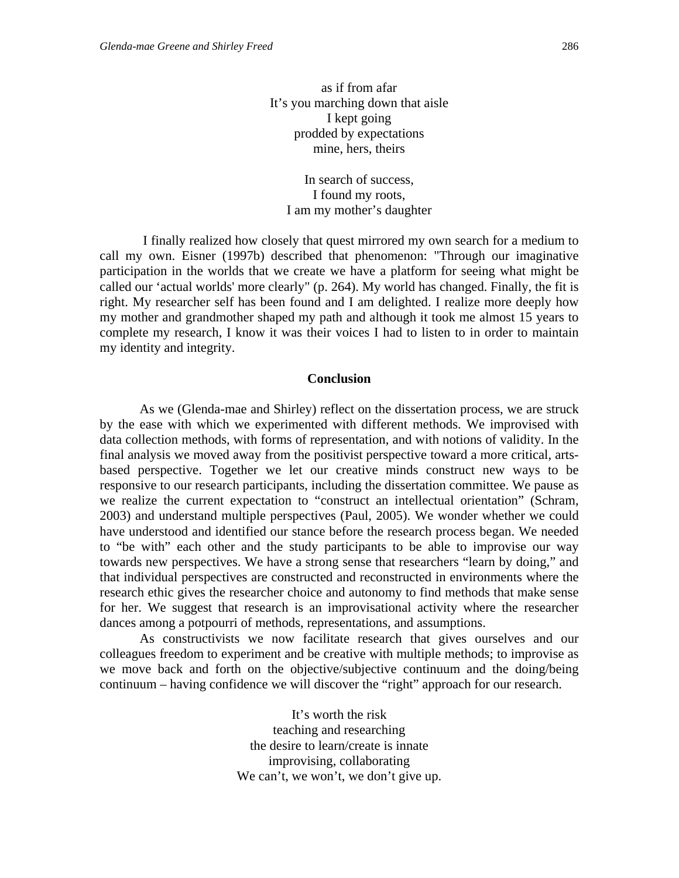as if from afar  
It's you marching down that aisle  
I kept going  
prodded by expectations  
mine, hers, theirs

In search of success,  
I found my roots,  
I am my mother's daughter

I finally realized how closely that quest mirrored my own search for a medium to call my own. Eisner (1997b) described that phenomenon: "Through our imaginative participation in the worlds that we create we have a platform for seeing what might be called our 'actual worlds' more clearly" (p. 264). My world has changed. Finally, the fit is right. My researcher self has been found and I am delighted. I realize more deeply how my mother and grandmother shaped my path and although it took me almost 15 years to complete my research, I know it was their voices I had to listen to in order to maintain my identity and integrity.

## Conclusion

As we (Glenda-mae and Shirley) reflect on the dissertation process, we are struck by the ease with which we experimented with different methods. We improvised with data collection methods, with forms of representation, and with notions of validity. In the final analysis we moved away from the positivist perspective toward a more critical, arts-based perspective. Together we let our creative minds construct new ways to be responsive to our research participants, including the dissertation committee. We pause as we realize the current expectation to "construct an intellectual orientation" (Schram, 2003) and understand multiple perspectives (Paul, 2005). We wonder whether we could have understood and identified our stance before the research process began. We needed to "be with" each other and the study participants to be able to improvise our way towards new perspectives. We have a strong sense that researchers "learn by doing," and that individual perspectives are constructed and reconstructed in environments where the research ethic gives the researcher choice and autonomy to find methods that make sense for her. We suggest that research is an improvisational activity where the researcher dances among a potpourri of methods, representations, and assumptions.

As constructivists we now facilitate research that gives ourselves and our colleagues freedom to experiment and be creative with multiple methods; to improvise as we move back and forth on the objective/subjective continuum and the doing/being continuum – having confidence we will discover the "right" approach for our research.

It's worth the risk  
teaching and researching  
the desire to learn/create is innate  
improvising, collaborating  
We can't, we won't, we don't give up.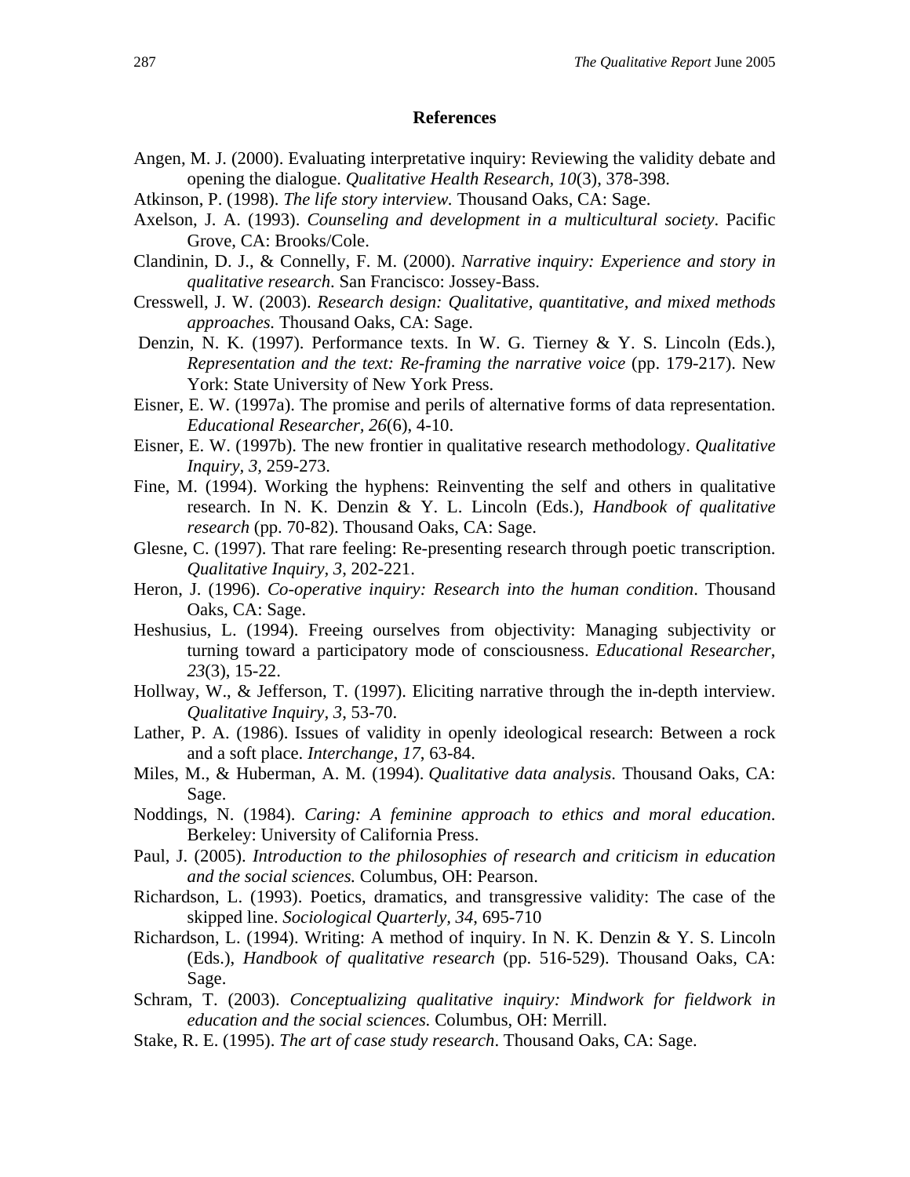## References

Angen, M. J. (2000). Evaluating interpretative inquiry: Reviewing the validity debate and opening the dialogue. *Qualitative Health Research, 10*(3), 378-398.

Atkinson, P. (1998). *The life story interview.* Thousand Oaks, CA: Sage.

Axelson, J. A. (1993). *Counseling and development in a multicultural society*. Pacific Grove, CA: Brooks/Cole.

Clandinin, D. J., & Connelly, F. M. (2000). *Narrative inquiry: Experience and story in qualitative research*. San Francisco: Jossey-Bass.

Cresswell, J. W. (2003). *Research design: Qualitative, quantitative, and mixed methods approaches.* Thousand Oaks, CA: Sage.

Denzin, N. K. (1997). Performance texts. In W. G. Tierney & Y. S. Lincoln (Eds.), *Representation and the text: Re-framing the narrative voice* (pp. 179-217). New York: State University of New York Press.

Eisner, E. W. (1997a). The promise and perils of alternative forms of data representation. *Educational Researcher, 26*(6), 4-10.

Eisner, E. W. (1997b). The new frontier in qualitative research methodology. *Qualitative Inquiry, 3,* 259-273.

Fine, M. (1994). Working the hyphens: Reinventing the self and others in qualitative research. In N. K. Denzin & Y. L. Lincoln (Eds.), *Handbook of qualitative research* (pp. 70-82). Thousand Oaks, CA: Sage.

Glesne, C. (1997). That rare feeling: Re-presenting research through poetic transcription. *Qualitative Inquiry, 3*, 202-221.

Heron, J. (1996). *Co-operative inquiry: Research into the human condition*. Thousand Oaks, CA: Sage.

Heshusius, L. (1994). Freeing ourselves from objectivity: Managing subjectivity or turning toward a participatory mode of consciousness. *Educational Researcher*, *23*(3), 15-22.

Hollway, W., & Jefferson, T. (1997). Eliciting narrative through the in-depth interview. *Qualitative Inquiry, 3*, 53-70.

Lather, P. A. (1986). Issues of validity in openly ideological research: Between a rock and a soft place. *Interchange, 17*, 63-84.

Miles, M., & Huberman, A. M. (1994). *Qualitative data analysis*. Thousand Oaks, CA: Sage.

Noddings, N. (1984). *Caring: A feminine approach to ethics and moral education*. Berkeley: University of California Press.

Paul, J. (2005). *Introduction to the philosophies of research and criticism in education and the social sciences.* Columbus, OH: Pearson.

Richardson, L. (1993). Poetics, dramatics, and transgressive validity: The case of the skipped line. *Sociological Quarterly, 34*, 695-710

Richardson, L. (1994). Writing: A method of inquiry. In N. K. Denzin & Y. S. Lincoln (Eds.), *Handbook of qualitative research* (pp. 516-529). Thousand Oaks, CA: Sage.

Schram, T. (2003). *Conceptualizing qualitative inquiry: Mindwork for fieldwork in education and the social sciences.* Columbus, OH: Merrill.

Stake, R. E. (1995). *The art of case study research*. Thousand Oaks, CA: Sage.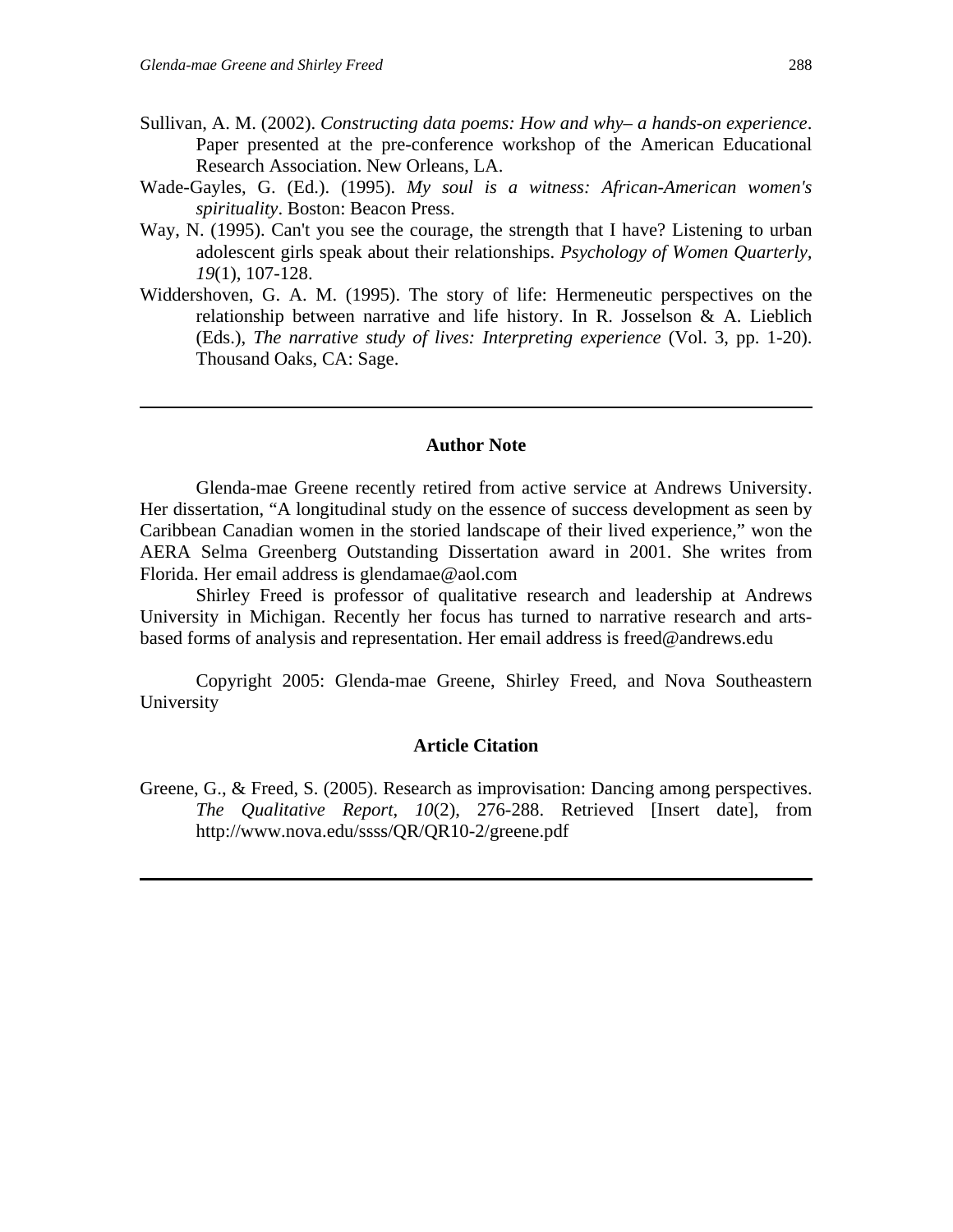Sullivan, A. M. (2002). *Constructing data poems: How and why– a hands-on experience*. Paper presented at the pre-conference workshop of the American Educational Research Association. New Orleans, LA.

Wade-Gayles, G. (Ed.). (1995). *My soul is a witness: African-American women's spirituality*. Boston: Beacon Press.

Way, N. (1995). Can't you see the courage, the strength that I have? Listening to urban adolescent girls speak about their relationships. *Psychology of Women Quarterly, 19*(1), 107-128.

Widdershoven, G. A. M. (1995). The story of life: Hermeneutic perspectives on the relationship between narrative and life history. In R. Josselson & A. Lieblich (Eds.), *The narrative study of lives: Interpreting experience* (Vol. 3, pp. 1-20). Thousand Oaks, CA: Sage.

---

## Author Note

Glenda-mae Greene recently retired from active service at Andrews University. Her dissertation, "A longitudinal study on the essence of success development as seen by Caribbean Canadian women in the storied landscape of their lived experience," won the AERA Selma Greenberg Outstanding Dissertation award in 2001. She writes from Florida. Her email address is glendamae@aol.com

Shirley Freed is professor of qualitative research and leadership at Andrews University in Michigan. Recently her focus has turned to narrative research and arts-based forms of analysis and representation. Her email address is freed@andrews.edu

Copyright 2005: Glenda-mae Greene, Shirley Freed, and Nova Southeastern University

## Article Citation

Greene, G., & Freed, S. (2005). Research as improvisation: Dancing among perspectives. *The Qualitative Report*, *10*(2), 276-288. Retrieved [Insert date], from http://www.nova.edu/ssss/QR/QR10-2/greene.pdf

---